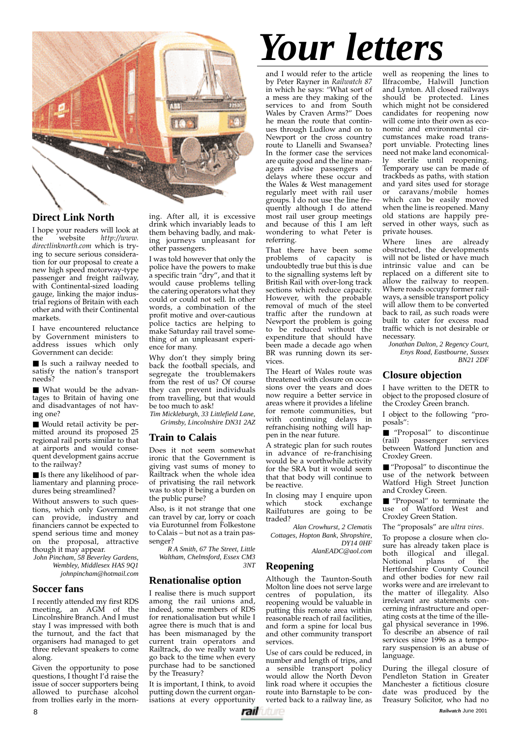# Your letters

## Direct Link North

I hope your readers will look at the website *http://www.directlinknorth.com* which is trying to secure serious consideration for our proposal to create a new high speed motorway-type passenger and freight railway, with Continental-sized loading gauge, linking the major industrial regions of Britain with each other and with their Continental markets.

I have encountered reluctance by Government ministers to address issues which only Government can decide:

■ Is such a railway needed to satisfy the nation's transport needs?

■ What would be the advantages to Britain of having one and disadvantages of not having one?

■ Would retail activity be permitted around its proposed 25 regional rail ports similar to that at airports and would consequent development gains accrue to the railway?

■ Is there any likelihood of parliamentary and planning procedures being streamlined?

Without answers to such questions, which only Government can provide, industry and financiers cannot be expected to spend serious time and money on the proposal, attractive though it may appear.

*John Pincham, 58 Beverley Gardens, Wembley, Middlesex HAS 9Q1*
*johnpincham@hotmail.com*

## Soccer fans

I recently attended my first RDS meeting, an AGM of the Lincolnshire Branch. And I must stay I was impressed with both the turnout, and the fact that the organisers had managed to get three relevant speakers to come along.

Given the opportunity to pose questions, I thought I'd raise the issue of soccer supporters being allowed to purchase alcohol from trollies early in the morning. After all, it is excessive drink which invariably leads to them behaving badly, and making journeys unpleasant for other passengers.

I was told however that only the police have the powers to make a specific train "dry", and that it would cause problems telling the catering operators what they could or could not sell. In other words, a combination of the profit motive and over-cautious police tactics are helping to make Saturday rail travel something of an unpleasant experience for many.

Why don't they simply bring back the football specials, and segregate the troublemakers from the rest of us? Of course they can prevent individuals from travelling, but that would be too much to ask!

*Tim Mickleburgh, 33 Littlefield Lane, Grimsby, Lincolnshire DN31 2AZ*

## Train to Calais

Does it not seem somewhat ironic that the Government is giving vast sums of money to Railtrack when the whole idea of privatising the rail network was to stop it being a burden on the public purse?

Also, is it not strange that one can travel by car, lorry or coach via Eurotunnel from Folkestone to Calais – but not as a train passenger?

*R A Smith, 67 The Street, Little Waltham, Chelmsford, Essex CM3 3NT*

## Renationalise option

I realise there is much support among the rail unions and, indeed, some members of RDS for renationalisation but while I agree there is much that is and has been mismanaged by the current train operators and Railtrack, do we really want to go back to the time when every purchase had to be sanctioned by the Treasury?

It is important, I think, to avoid putting down the current organisations at every opportunity and I would refer to the article by Peter Rayner in *Railwatch 87* in which he says: "What sort of a mess are they making of the services to and from South Wales by Craven Arms?" Does he mean the route that continues through Ludlow and on to Newport or the cross country route to Llanelli and Swansea? In the former case the services are quite good and the line managers advise passengers of delays where these occur and the Wales & West management regularly meet with rail user groups. I do not use the line frequently although I do attend most rail user group meetings and because of this I am left wondering to what Peter is referring.

That there have been some problems of capacity is undoubtedly true but this is due to the signalling systems left by British Rail with over-long track sections which reduce capacity. However, with the probable removal of much of the steel traffic after the rundown at Newport the problem is going to be reduced without the expenditure that should have been made a decade ago when BR was running down its services.

The Heart of Wales route was threatened with closure on occasions over the years and does now require a better service in areas where it provides a lifeline for remote communities, but with continuing delays in refranchising nothing will happen in the near future.

A strategic plan for such routes in advance of re-franchising would be a worthwhile activity for the SRA but it would seem that that body will continue to be reactive.

In closing may I enquire upon which stock exchange Railfutures are going to be traded?

*Alan Crowhurst, 2 Clematis Cottages, Hopton Bank, Shropshire, DY14 0HF*
*AlanEADC@aol.com*

## Reopening

Although the Taunton-South Molton line does not serve large centres of population, its reopening would be valuable in putting this remote area within reasonable reach of rail facilities, and form a spine for local bus and other community transport services.

Use of cars could be reduced, in number and length of trips, and a sensible transport policy would allow the North Devon link road where it occupies the route into Barnstaple to be converted back to a railway line, as well as reopening the lines to Ilfracombe, Halwill Junction and Lynton. All closed railways should be protected. Lines which might not be considered candidates for reopening now will come into their own as economic and environmental circumstances make road transport unviable. Protecting lines need not make land economically sterile until reopening. Temporary use can be made of trackbeds as paths, with station and yard sites used for storage or caravans/mobile homes which can be easily moved when the line is reopened. Many old stations are happily preserved in other ways, such as private houses.

Where lines are already obstructed, the developments will not be listed or have much intrinsic value and can be replaced on a different site to allow the railway to reopen. Where roads occupy former railways, a sensible transport policy will allow them to be converted back to rail, as such roads were built to cater for excess road traffic which is not desirable or necessary.

*Jonathan Dalton, 2 Regency Court, Enys Road, Eastbourne, Sussex BN21 2DF*

## Closure objection

I have written to the DETR to object to the proposed closure of the Croxley Green branch.

I object to the following "proposals":

■ "Proposal" to discontinue (rail) passenger services between Watford Junction and Croxley Green.

■ "Proposal" to discontinue the use of the network between Watford High Street Junction and Croxley Green.

■ "Proposal" to terminate the use of Watford West and Croxley Green Station.

The "proposals" are *ultra vires*.

To propose a closure when closure has already taken place is both illogical and illegal. Notional plans of the Hertfordshire County Council and other bodies for new rail works were and are irrelevant to the matter of illegality. Also irrelevant are statements concerning infrastructure and operating costs at the time of the illegal physical severance in 1996. To describe an absence of rail services since 1996 as a temporary suspension is an abuse of language.

During the illegal closure of Pendleton Station in Greater Manchester a fictitious closure date was produced by the Treasury Solicitor, who had no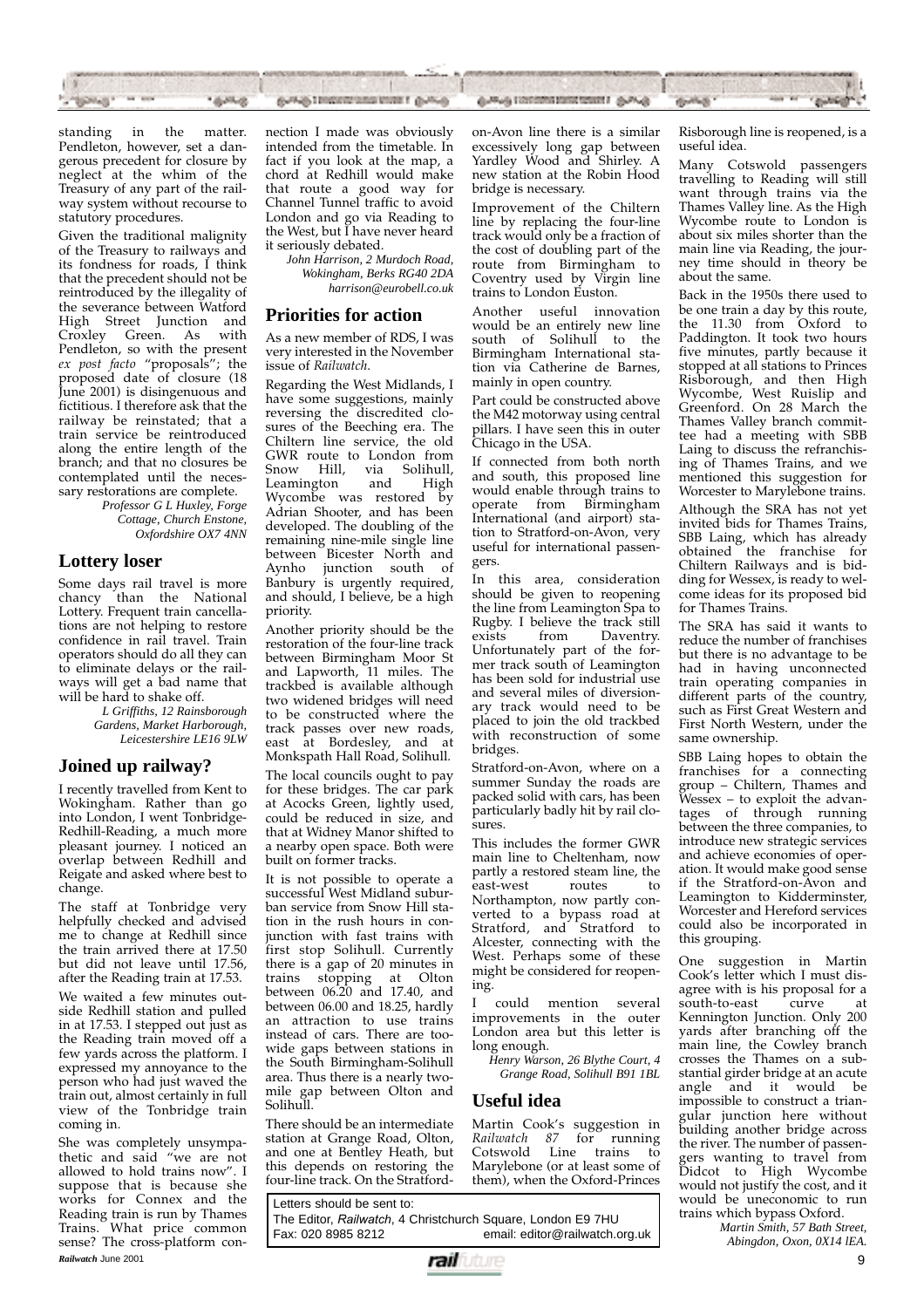standing in the matter. Pendleton, however, set a dangerous precedent for closure by neglect at the whim of the Treasury of any part of the railway system without recourse to statutory procedures.

Given the traditional malignity of the Treasury to railways and its fondness for roads, I think that the precedent should not be reintroduced by the illegality of the severance between Watford High Street Junction and Croxley Green. As with Pendleton, so with the present *ex post facto* "proposals"; the proposed date of closure (18 June 2001) is disingenuous and fictitious. I therefore ask that the railway be reinstated; that a train service be reintroduced along the entire length of the branch; and that no closures be contemplated until the necessary restorations are complete.

*Professor G L Huxley, Forge Cottage, Church Enstone, Oxfordshire OX7 4NN*

## Lottery loser

Some days rail travel is more chancy than the National Lottery. Frequent train cancellations are not helping to restore confidence in rail travel. Train operators should do all they can to eliminate delays or the railways will get a bad name that will be hard to shake off.

*L Griffiths, 12 Rainsborough Gardens, Market Harborough, Leicestershire LE16 9LW*

## Joined up railway?

I recently travelled from Kent to Wokingham. Rather than go into London, I went Tonbridge-Redhill-Reading, a much more pleasant journey. I noticed an overlap between Redhill and Reigate and asked where best to change.

The staff at Tonbridge very helpfully checked and advised me to change at Redhill since the train arrived there at 17.50 but did not leave until 17.56, after the Reading train at 17.53.

We waited a few minutes outside Redhill station and pulled in at 17.53. I stepped out just as the Reading train moved off a few yards across the platform. I expressed my annoyance to the person who had just waved the train out, almost certainly in full view of the Tonbridge train coming in.

She was completely unsympathetic and said "we are not allowed to hold trains now". I suppose that is because she works for Connex and the Reading train is run by Thames Trains. What price common sense? The cross-platform connection I made was obviously intended from the timetable. In fact if you look at the map, a chord at Redhill would make that route a good way for Channel Tunnel traffic to avoid London and go via Reading to the West, but I have never heard it seriously debated.

*John Harrison, 2 Murdoch Road, Wokingham, Berks RG40 2DA harrison@eurobell.co.uk*

## Priorities for action

As a new member of RDS, I was very interested in the November issue of *Railwatch*.

Regarding the West Midlands, I have some suggestions, mainly reversing the discredited closures of the Beeching era. The Chiltern line service, the old GWR route to London from Snow Hill, via Solihull, Leamington and High Wycombe was restored by Adrian Shooter, and has been developed. The doubling of the remaining nine-mile single line between Bicester North and Aynho junction south of Banbury is urgently required, and should, I believe, be a high priority.

Another priority should be the restoration of the four-line track between Birmingham Moor St and Lapworth, 11 miles. The trackbed is available although two widened bridges will need to be constructed where the track passes over new roads, east at Bordesley, and at Monkspath Hall Road, Solihull.

The local councils ought to pay for these bridges. The car park at Acocks Green, lightly used, could be reduced in size, and that at Widney Manor shifted to a nearby open space. Both were built on former tracks.

It is not possible to operate a successful West Midland suburban service from Snow Hill station in the rush hours in conjunction with fast trains with first stop Solihull. Currently there is a gap of 20 minutes in trains stopping at Olton between 06.20 and 17.40, and between 06.00 and 18.25, hardly an attraction to use trains instead of cars. There are too-wide gaps between stations in the South Birmingham-Solihull area. Thus there is a nearly two-mile gap between Olton and Solihull.

There should be an intermediate station at Grange Road, Olton, and one at Bentley Heath, but this depends on restoring the four-line track. On the Stratford-on-Avon line there is a similar excessively long gap between Yardley Wood and Shirley. A new station at the Robin Hood bridge is necessary.

Improvement of the Chiltern line by replacing the four-line track would only be a fraction of the cost of doubling part of the route from Birmingham to Coventry used by Virgin line trains to London Euston.

Another useful innovation would be an entirely new line south of Solihull to the Birmingham International station via Catherine de Barnes, mainly in open country.

Part could be constructed above the M42 motorway using central pillars. I have seen this in outer Chicago in the USA.

If connected from both north and south, this proposed line would enable through trains to operate from Birmingham International (and airport) station to Stratford-on-Avon, very useful for international passengers.

In this area, consideration should be given to reopening the line from Leamington Spa to Rugby. I believe the track still exists from Daventry. Unfortunately part of the former track south of Leamington has been sold for industrial use and several miles of diversionary track would need to be placed to join the old trackbed with reconstruction of some bridges.

Stratford-on-Avon, where on a summer Sunday the roads are packed solid with cars, has been particularly badly hit by rail closures.

This includes the former GWR main line to Cheltenham, now partly a restored steam line, the east-west routes to Northampton, now partly converted to a bypass road at Stratford, and Stratford to Alcester, connecting with the West. Perhaps some of these might be considered for reopening.

I could mention several improvements in the outer London area but this letter is long enough.

*Henry Warson, 26 Blythe Court, 4 Grange Road, Solihull B91 1BL*

## Useful idea

Martin Cook's suggestion in *Railwatch 87* for running Cotswold Line trains to Marylebone (or at least some of them), when the Oxford-Princes Risborough line is reopened, is a useful idea.

Many Cotswold passengers travelling to Reading will still want through trains via the Thames Valley line. As the High Wycombe route to London is about six miles shorter than the main line via Reading, the journey time should in theory be about the same.

Back in the 1950s there used to be one train a day by this route, the 11.30 from Oxford to Paddington. It took two hours five minutes, partly because it stopped at all stations to Princes Risborough, and then High Wycombe, West Ruislip and Greenford. On 28 March the Thames Valley branch committee had a meeting with SBB Laing to discuss the refranchising of Thames Trains, and we mentioned this suggestion for Worcester to Marylebone trains.

Although the SRA has not yet invited bids for Thames Trains, SBB Laing, which has already obtained the franchise for Chiltern Railways and is bidding for Wessex, is ready to welcome ideas for its proposed bid for Thames Trains.

The SRA has said it wants to reduce the number of franchises but there is no advantage to be had in having unconnected train operating companies in different parts of the country, such as First Great Western and First North Western, under the same ownership.

SBB Laing hopes to obtain the franchises for a connecting group – Chiltern, Thames and Wessex – to exploit the advantages of through running between the three companies, to introduce new strategic services and achieve economies of operation. It would make good sense if the Stratford-on-Avon and Leamington to Kidderminster, Worcester and Hereford services could also be incorporated in this grouping.

One suggestion in Martin Cook's letter which I must disagree with is his proposal for a south-to-east curve at Kennington Junction. Only 200 yards after branching off the main line, the Cowley branch crosses the Thames on a substantial girder bridge at an acute angle and it would be impossible to construct a triangular junction here without building another bridge across the river. The number of passengers wanting to travel from Didcot to High Wycombe would not justify the cost, and it would be uneconomic to run trains which bypass Oxford.

*Martin Smith, 57 Bath Street, Abingdon, Oxon, 0X14 lEA.*

Letters should be sent to:
The Editor, *Railwatch*, 4 Christchurch Square, London E9 7HU
Fax: 020 8985 8212 email: editor@railwatch.org.uk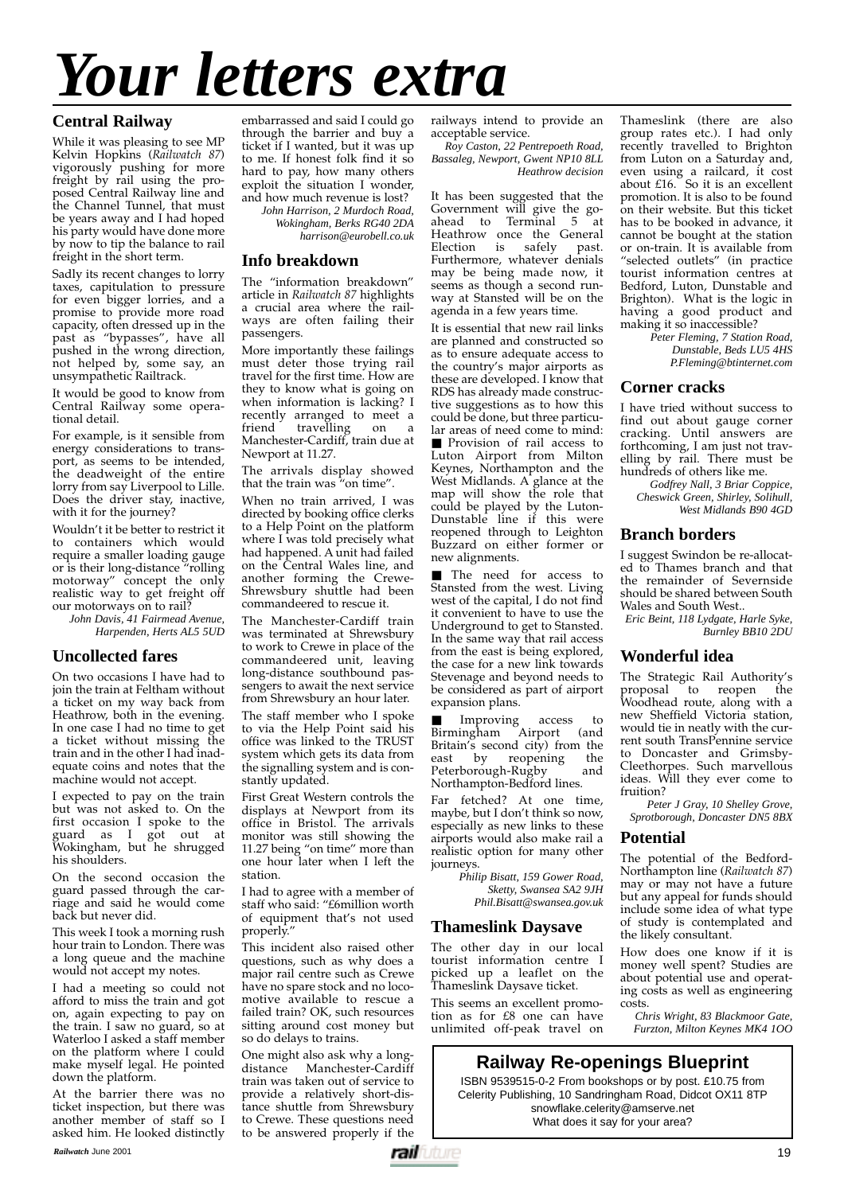# Your letters extra

## Central Railway

While it was pleasing to see MP Kelvin Hopkins (*Railwatch 87*) vigorously pushing for more freight by rail using the proposed Central Railway line and the Channel Tunnel, that must be years away and I had hoped his party would have done more by now to tip the balance to rail freight in the short term.

Sadly its recent changes to lorry taxes, capitulation to pressure for even bigger lorries, and a promise to provide more road capacity, often dressed up in the past as "bypasses", have all pushed in the wrong direction, not helped by, some say, an unsympathetic Railtrack.

It would be good to know from Central Railway some operational detail.

For example, is it sensible from energy considerations to transport, as seems to be intended, the deadweight of the entire lorry from say Liverpool to Lille. Does the driver stay, inactive, with it for the journey?

Wouldn't it be better to restrict it to containers which would require a smaller loading gauge or is their long-distance "rolling motorway" concept the only realistic way to get freight off our motorways on to rail?

*John Davis, 41 Fairmead Avenue, Harpenden, Herts AL5 5UD*

## Uncollected fares

On two occasions I have had to join the train at Feltham without a ticket on my way back from Heathrow, both in the evening. In one case I had no time to get a ticket without missing the train and in the other I had inadequate coins and notes that the machine would not accept.

I expected to pay on the train but was not asked to. On the first occasion I spoke to the guard as I got out at Wokingham, but he shrugged his shoulders.

On the second occasion the guard passed through the carriage and said he would come back but never did.

This week I took a morning rush hour train to London. There was a long queue and the machine would not accept my notes.

I had a meeting so could not afford to miss the train and got on, again expecting to pay on the train. I saw no guard, so at Waterloo I asked a staff member on the platform where I could make myself legal. He pointed down the platform.

At the barrier there was no ticket inspection, but there was another member of staff so I asked him. He looked distinctly embarrassed and said I could go through the barrier and buy a ticket if I wanted, but it was up to me. If honest folk find it so hard to pay, how many others exploit the situation I wonder, and how much revenue is lost?

*John Harrison, 2 Murdoch Road, Wokingham, Berks RG40 2DA harrison@eurobell.co.uk*

## Info breakdown

The "information breakdown" article in *Railwatch 87* highlights a crucial area where the railways are often failing their passengers.

More importantly these failings must deter those trying rail travel for the first time. How are they to know what is going on when information is lacking? I recently arranged to meet a friend travelling on a Manchester-Cardiff, train due at Newport at 11.27.

The arrivals display showed that the train was "on time".

When no train arrived, I was directed by booking office clerks to a Help Point on the platform where I was told precisely what had happened. A unit had failed on the Central Wales line, and another forming the Crewe-Shrewsbury shuttle had been commandeered to rescue it.

The Manchester-Cardiff train was terminated at Shrewsbury to work to Crewe in place of the commandeered unit, leaving long-distance southbound passengers to await the next service from Shrewsbury an hour later.

The staff member who I spoke to via the Help Point said his office was linked to the TRUST system which gets its data from the signalling system and is constantly updated.

First Great Western controls the displays at Newport from its office in Bristol. The arrivals monitor was still showing the 11.27 being "on time" more than one hour later when I left the station.

I had to agree with a member of staff who said: "£6million worth of equipment that's not used properly."

This incident also raised other questions, such as why does a major rail centre such as Crewe have no spare stock and no locomotive available to rescue a failed train? OK, such resources sitting around cost money but so do delays to trains.

One might also ask why a long-distance Manchester-Cardiff train was taken out of service to provide a relatively short-distance shuttle from Shrewsbury to Crewe. These questions need to be answered properly if the railways intend to provide an acceptable service.

*Roy Caston, 22 Pentrepoeth Road, Bassaleg, Newport, Gwent NP10 8LL*

## Heathrow decision

It has been suggested that the Government will give the go-ahead to Terminal 5 at Heathrow once the General Election is safely past. Furthermore, whatever denials may be being made now, it seems as though a second runway at Stansted will be on the agenda in a few years time.

It is essential that new rail links are planned and constructed so as to ensure adequate access to the country's major airports as these are developed. I know that RDS has already made constructive suggestions as to how this could be done, but three particular areas of need come to mind:

- Provision of rail access to Luton Airport from Milton Keynes, Northampton and the West Midlands. A glance at the map will show the role that could be played by the Luton-Dunstable line if this were reopened through to Leighton Buzzard on either former or new alignments.
- The need for access to Stansted from the west. Living west of the capital, I do not find it convenient to have to use the Underground to get to Stansted. In the same way that rail access from the east is being explored, the case for a new link towards Stevenage and beyond needs to be considered as part of airport expansion plans.
- Improving access to Birmingham Airport (and Britain's second city) from the east by reopening the Peterborough-Rugby and Northampton-Bedford lines.

Far fetched? At one time, maybe, but I don't think so now, especially as new links to these airports would also make rail a realistic option for many other journeys.

*Philip Bisatt, 159 Gower Road, Sketty, Swansea SA2 9JH Phil.Bisatt@swansea.gov.uk*

## Thameslink Daysave

The other day in our local tourist information centre I picked up a leaflet on the Thameslink Daysave ticket.

This seems an excellent promotion as for £8 one can have unlimited off-peak travel on Thameslink (there are also group rates etc.). I had only recently travelled to Brighton from Luton on a Saturday and, even using a railcard, it cost about £16. So it is an excellent promotion. It is also to be found on their website. But this ticket has to be booked in advance, it cannot be bought at the station or on-train. It is available from "selected outlets" (in practice tourist information centres at Bedford, Luton, Dunstable and Brighton). What is the logic in having a good product and making it so inaccessible?

*Peter Fleming, 7 Station Road, Dunstable, Beds LU5 4HS P.Fleming@btinternet.com*

## Corner cracks

I have tried without success to find out about gauge corner cracking. Until answers are forthcoming, I am just not travelling by rail. There must be hundreds of others like me.

*Godfrey Nall, 3 Briar Coppice, Cheswick Green, Shirley, Solihull, West Midlands B90 4GD*

## Branch borders

I suggest Swindon be re-allocated to Thames branch and that the remainder of Severnside should be shared between South Wales and South West..

*Eric Beint, 118 Lydgate, Harle Syke, Burnley BB10 2DU*

## Wonderful idea

The Strategic Rail Authority's proposal to reopen the Woodhead route, along with a new Sheffield Victoria station, would tie in neatly with the current south TransPennine service to Doncaster and Grimsby-Cleethorpes. Such marvellous ideas. Will they ever come to fruition?

*Peter J Gray, 10 Shelley Grove, Sprotborough, Doncaster DN5 8BX*

## Potential

The potential of the Bedford-Northampton line (*Railwatch 87*) may or may not have a future but any appeal for funds should include some idea of what type of study is contemplated and the likely consultant.

How does one know if it is money well spent? Studies are about potential use and operating costs as well as engineering costs.

*Chris Wright, 83 Blackmoor Gate, Furzton, Milton Keynes MK4 1OO*

## Railway Re-openings Blueprint

ISBN 9539515-0-2 From bookshops or by post. £10.75 from Celerity Publishing, 10 Sandringham Road, Didcot OX11 8TP snowflake.celerity@amserve.net

What does it say for your area?